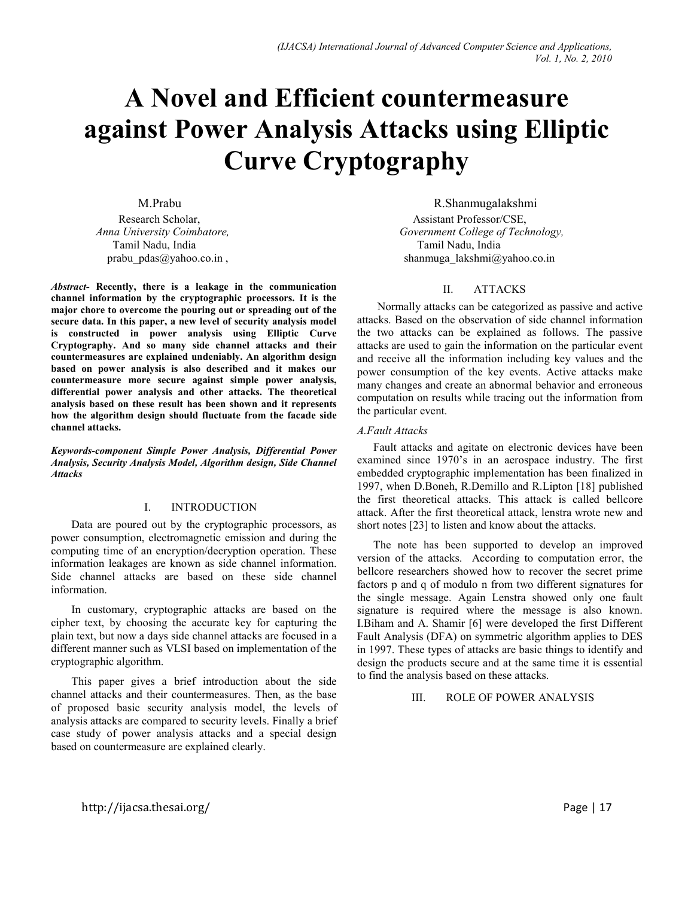# A Novel and Efficient countermeasure against Power Analysis Attacks using Elliptic Curve Cryptography

M.Prabu
Research Scholar,
*Anna University Coimbatore,*
Tamil Nadu, India
prabu_pdas@yahoo.co.in ,

R.Shanmugalakshmi
Assistant Professor/CSE,
*Government College of Technology,*
Tamil Nadu, India
shanmuga_lakshmi@yahoo.co.in

***Abstract-* Recently, there is a leakage in the communication channel information by the cryptographic processors. It is the major chore to overcome the pouring out or spreading out of the secure data. In this paper, a new level of security analysis model is constructed in power analysis using Elliptic Curve Cryptography. And so many side channel attacks and their countermeasures are explained undeniably. An algorithm design based on power analysis is also described and it makes our countermeasure more secure against simple power analysis, differential power analysis and other attacks. The theoretical analysis based on these result has been shown and it represents how the algorithm design should fluctuate from the facade side channel attacks.**

***Keywords-component Simple Power Analysis, Differential Power Analysis, Security Analysis Model, Algorithm design, Side Channel Attacks***

## I. INTRODUCTION

Data are poured out by the cryptographic processors, as power consumption, electromagnetic emission and during the computing time of an encryption/decryption operation. These information leakages are known as side channel information. Side channel attacks are based on these side channel information.

In customary, cryptographic attacks are based on the cipher text, by choosing the accurate key for capturing the plain text, but now a days side channel attacks are focused in a different manner such as VLSI based on implementation of the cryptographic algorithm.

This paper gives a brief introduction about the side channel attacks and their countermeasures. Then, as the base of proposed basic security analysis model, the levels of analysis attacks are compared to security levels. Finally a brief case study of power analysis attacks and a special design based on countermeasure are explained clearly.

## II. ATTACKS

Normally attacks can be categorized as passive and active attacks. Based on the observation of side channel information the two attacks can be explained as follows. The passive attacks are used to gain the information on the particular event and receive all the information including key values and the power consumption of the key events. Active attacks make many changes and create an abnormal behavior and erroneous computation on results while tracing out the information from the particular event.

### *A.Fault Attacks*

Fault attacks and agitate on electronic devices have been examined since 1970's in an aerospace industry. The first embedded cryptographic implementation has been finalized in 1997, when D.Boneh, R.Demillo and R.Lipton [18] published the first theoretical attacks. This attack is called bellcore attack. After the first theoretical attack, lenstra wrote new and short notes [23] to listen and know about the attacks.

The note has been supported to develop an improved version of the attacks. According to computation error, the bellcore researchers showed how to recover the secret prime factors p and q of modulo n from two different signatures for the single message. Again Lenstra showed only one fault signature is required where the message is also known. I.Biham and A. Shamir [6] were developed the first Different Fault Analysis (DFA) on symmetric algorithm applies to DES in 1997. These types of attacks are basic things to identify and design the products secure and at the same time it is essential to find the analysis based on these attacks.

## III. ROLE OF POWER ANALYSIS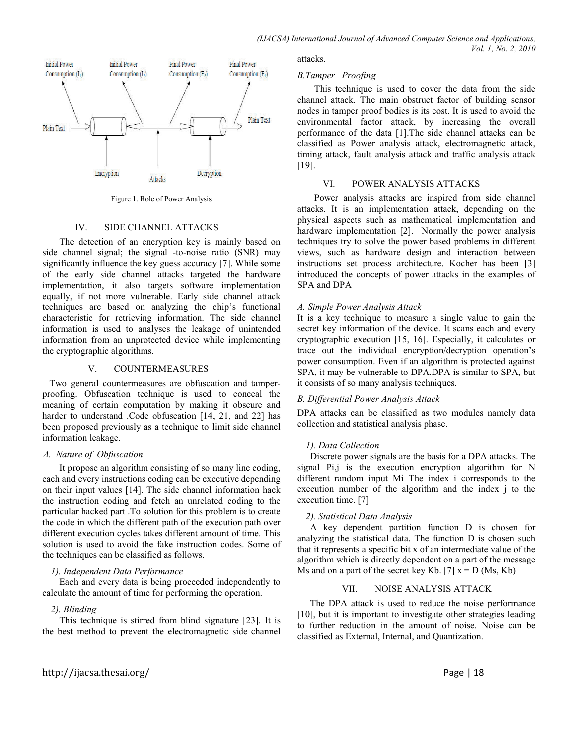Figure 1. Role of Power Analysis

## IV. SIDE CHANNEL ATTACKS

The detection of an encryption key is mainly based on side channel signal; the signal -to-noise ratio (SNR) may significantly influence the key guess accuracy [7]. While some of the early side channel attacks targeted the hardware implementation, it also targets software implementation equally, if not more vulnerable. Early side channel attack techniques are based on analyzing the chip's functional characteristic for retrieving information. The side channel information is used to analyses the leakage of unintended information from an unprotected device while implementing the cryptographic algorithms.

## V. COUNTERMEASURES

Two general countermeasures are obfuscation and tamper-proofing. Obfuscation technique is used to conceal the meaning of certain computation by making it obscure and harder to understand .Code obfuscation [14, 21, and 22] has been proposed previously as a technique to limit side channel information leakage.

### *A. Nature of Obfuscation*

It propose an algorithm consisting of so many line coding, each and every instructions coding can be executive depending on their input values [14]. The side channel information hack the instruction coding and fetch an unrelated coding to the particular hacked part .To solution for this problem is to create the code in which the different path of the execution path over different execution cycles takes different amount of time. This solution is used to avoid the fake instruction codes. Some of the techniques can be classified as follows.

#### *1). Independent Data Performance*

Each and every data is being proceeded independently to calculate the amount of time for performing the operation.

#### *2). Blinding*

This technique is stirred from blind signature [23]. It is the best method to prevent the electromagnetic side channel attacks.

### *B.Tamper –Proofing*

This technique is used to cover the data from the side channel attack. The main obstruct factor of building sensor nodes in tamper proof bodies is its cost. It is used to avoid the environmental factor attack, by increasing the overall performance of the data [1].The side channel attacks can be classified as Power analysis attack, electromagnetic attack, timing attack, fault analysis attack and traffic analysis attack [19].

## VI. POWER ANALYSIS ATTACKS

Power analysis attacks are inspired from side channel attacks. It is an implementation attack, depending on the physical aspects such as mathematical implementation and hardware implementation [2]. Normally the power analysis techniques try to solve the power based problems in different views, such as hardware design and interaction between instructions set process architecture. Kocher has been [3] introduced the concepts of power attacks in the examples of SPA and DPA

### *A. Simple Power Analysis Attack*

It is a key technique to measure a single value to gain the secret key information of the device. It scans each and every cryptographic execution [15, 16]. Especially, it calculates or trace out the individual encryption/decryption operation's power consumption. Even if an algorithm is protected against SPA, it may be vulnerable to DPA.DPA is similar to SPA, but it consists of so many analysis techniques.

### *B. Differential Power Analysis Attack*

DPA attacks can be classified as two modules namely data collection and statistical analysis phase.

#### *1). Data Collection*

Discrete power signals are the basis for a DPA attacks. The signal $P_{i,j}$ is the execution encryption algorithm for N different random input $M_i$ The index i corresponds to the execution number of the algorithm and the index j to the execution time. [7]

#### *2). Statistical Data Analysis*

A key dependent partition function D is chosen for analyzing the statistical data. The function D is chosen such that it represents a specific bit x of an intermediate value of the algorithm which is directly dependent on a part of the message Ms and on a part of the secret key Kb. [7] $x = D(Ms, Kb)$

## VII. NOISE ANALYSIS ATTACK

The DPA attack is used to reduce the noise performance [10], but it is important to investigate other strategies leading to further reduction in the amount of noise. Noise can be classified as External, Internal, and Quantization.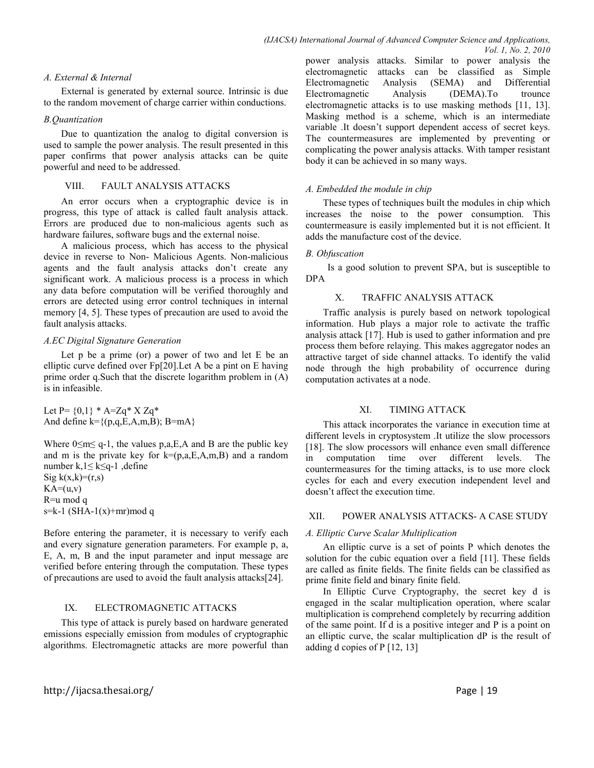### A. External & Internal

External is generated by external source. Intrinsic is due to the random movement of charge carrier within conductions.

### B.Quantization

Due to quantization the analog to digital conversion is used to sample the power analysis. The result presented in this paper confirms that power analysis attacks can be quite powerful and need to be addressed.

## VIII. FAULT ANALYSIS ATTACKS

An error occurs when a cryptographic device is in progress, this type of attack is called fault analysis attack. Errors are produced due to non-malicious agents such as hardware failures, software bugs and the external noise.

A malicious process, which has access to the physical device in reverse to Non- Malicious Agents. Non-malicious agents and the fault analysis attacks don't create any significant work. A malicious process is a process in which any data before computation will be verified thoroughly and errors are detected using error control techniques in internal memory [4, 5]. These types of precaution are used to avoid the fault analysis attacks.

### A.EC Digital Signature Generation

Let p be a prime (or) a power of two and let E be an elliptic curve defined over Fp[20].Let A be a pint on E having prime order q.Such that the discrete logarithm problem in (A) is in infeasible.

Let P= {0,1} * A=Zq* X Zq*
And define k={(p,q,E,A,m,B); B=mA}

Where $0 \leq m \leq q-1$, the values p,a,E,A and B are the public key and m is the private key for k=(p,a,E,A,m,B) and a random number k,$1 \leq k \leq q-1$ ,define
Sig k(x,k)=(r,s)
KA=(u,v)
R=u mod q
s=k-1 (SHA-1(x)+mr)mod q

Before entering the parameter, it is necessary to verify each and every signature generation parameters. For example p, a, E, A, m, B and the input parameter and input message are verified before entering through the computation. These types of precautions are used to avoid the fault analysis attacks[24].

## IX. ELECTROMAGNETIC ATTACKS

This type of attack is purely based on hardware generated emissions especially emission from modules of cryptographic algorithms. Electromagnetic attacks are more powerful than power analysis attacks. Similar to power analysis the electromagnetic attacks can be classified as Simple Electromagnetic Analysis (SEMA) and Differential Electromagnetic Analysis (DEMA).To trounce electromagnetic attacks is to use masking methods [11, 13]. Masking method is a scheme, which is an intermediate variable .It doesn't support dependent access of secret keys. The countermeasures are implemented by preventing or complicating the power analysis attacks. With tamper resistant body it can be achieved in so many ways.

### A. Embedded the module in chip

These types of techniques built the modules in chip which increases the noise to the power consumption. This countermeasure is easily implemented but it is not efficient. It adds the manufacture cost of the device.

### B. Obfuscation

Is a good solution to prevent SPA, but is susceptible to DPA

## X. TRAFFIC ANALYSIS ATTACK

Traffic analysis is purely based on network topological information. Hub plays a major role to activate the traffic analysis attack [17]. Hub is used to gather information and pre process them before relaying. This makes aggregator nodes an attractive target of side channel attacks. To identify the valid node through the high probability of occurrence during computation activates at a node.

## XI. TIMING ATTACK

This attack incorporates the variance in execution time at different levels in cryptosystem .It utilize the slow processors [18]. The slow processors will enhance even small difference in computation time over different levels. The countermeasures for the timing attacks, is to use more clock cycles for each and every execution independent level and doesn't affect the execution time.

## XII. POWER ANALYSIS ATTACKS- A CASE STUDY

### A. Elliptic Curve Scalar Multiplication

An elliptic curve is a set of points P which denotes the solution for the cubic equation over a field [11]. These fields are called as finite fields. The finite fields can be classified as prime finite field and binary finite field.

In Elliptic Curve Cryptography, the secret key d is engaged in the scalar multiplication operation, where scalar multiplication is comprehend completely by recurring addition of the same point. If d is a positive integer and P is a point on an elliptic curve, the scalar multiplication dP is the result of adding d copies of P [12, 13]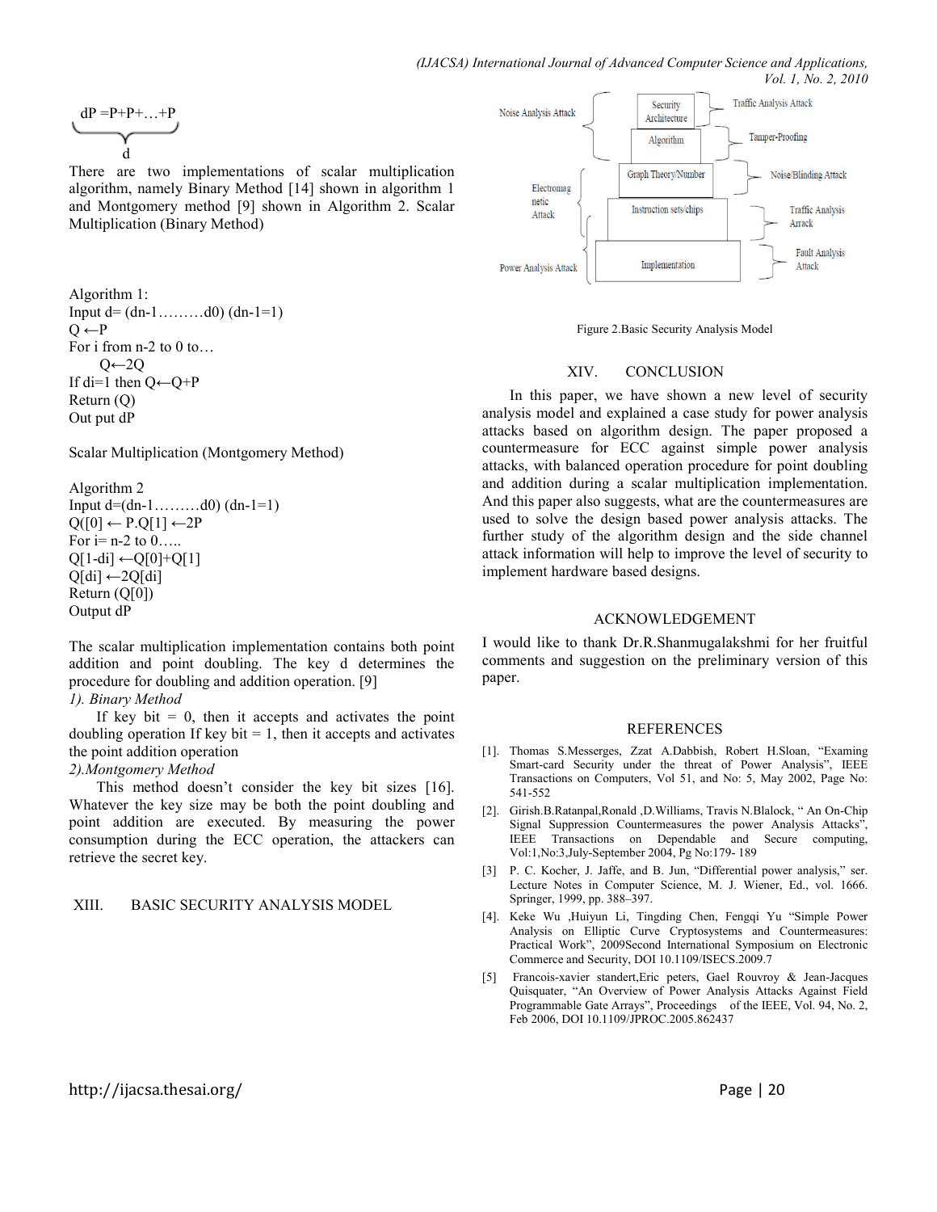$$dP = \underbrace{P+P+\ldots+P}_{d}$$

There are two implementations of scalar multiplication algorithm, namely Binary Method [14] shown in algorithm 1 and Montgomery method [9] shown in Algorithm 2. Scalar Multiplication (Binary Method)

Algorithm 1:
Input d= (dn-1………d0) (dn-1=1)
Q ←P
For i from n-2 to 0 to…
Q←2Q
If di=1 then Q←Q+P
Return (Q)
Out put dP

Scalar Multiplication (Montgomery Method)

Algorithm 2
Input d=(dn-1………d0) (dn-1=1)
Q([0] ← P.Q[1] ←2P
For i= n-2 to 0…..
Q[1-di] ←Q[0]+Q[1]
Q[di] ←2Q[di]
Return (Q[0])
Output dP

The scalar multiplication implementation contains both point addition and point doubling. The key d determines the procedure for doubling and addition operation. [9]

*1). Binary Method*

If key bit = 0, then it accepts and activates the point doubling operation If key bit = 1, then it accepts and activates the point addition operation

*2).Montgomery Method*

This method doesn't consider the key bit sizes [16]. Whatever the key size may be both the point doubling and point addition are executed. By measuring the power consumption during the ECC operation, the attackers can retrieve the secret key.

## XIII. BASIC SECURITY ANALYSIS MODEL

Figure 2.Basic Security Analysis Model

## XIV. CONCLUSION

In this paper, we have shown a new level of security analysis model and explained a case study for power analysis attacks based on algorithm design. The paper proposed a countermeasure for ECC against simple power analysis attacks, with balanced operation procedure for point doubling and addition during a scalar multiplication implementation. And this paper also suggests, what are the countermeasures are used to solve the design based power analysis attacks. The further study of the algorithm design and the side channel attack information will help to improve the level of security to implement hardware based designs.

## ACKNOWLEDGEMENT

I would like to thank Dr.R.Shanmugalakshmi for her fruitful comments and suggestion on the preliminary version of this paper.

## REFERENCES

[1]. Thomas S.Messerges, Zzat A.Dabbish, Robert H.Sloan, "Examing Smart-card Security under the threat of Power Analysis", IEEE Transactions on Computers, Vol 51, and No: 5, May 2002, Page No: 541-552

[2]. Girish.B.Ratanpal,Ronald ,D.Williams, Travis N.Blalock, " An On-Chip Signal Suppression Countermeasures the power Analysis Attacks", IEEE Transactions on Dependable and Secure computing, Vol:1,No:3,July-September 2004, Pg No:179- 189

[3] P. C. Kocher, J. Jaffe, and B. Jun, "Differential power analysis," ser. Lecture Notes in Computer Science, M. J. Wiener, Ed., vol. 1666. Springer, 1999, pp. 388–397.

[4]. Keke Wu ,Huiyun Li, Tingding Chen, Fengqi Yu "Simple Power Analysis on Elliptic Curve Cryptosystems and Countermeasures: Practical Work", 2009Second International Symposium on Electronic Commerce and Security, DOI 10.1109/ISECS.2009.7

[5] Francois-xavier standert,Eric peters, Gael Rouvroy & Jean-Jacques Quisquater, "An Overview of Power Analysis Attacks Against Field Programmable Gate Arrays", Proceedings of the IEEE, Vol. 94, No. 2, Feb 2006, DOI 10.1109/JPROC.2005.862437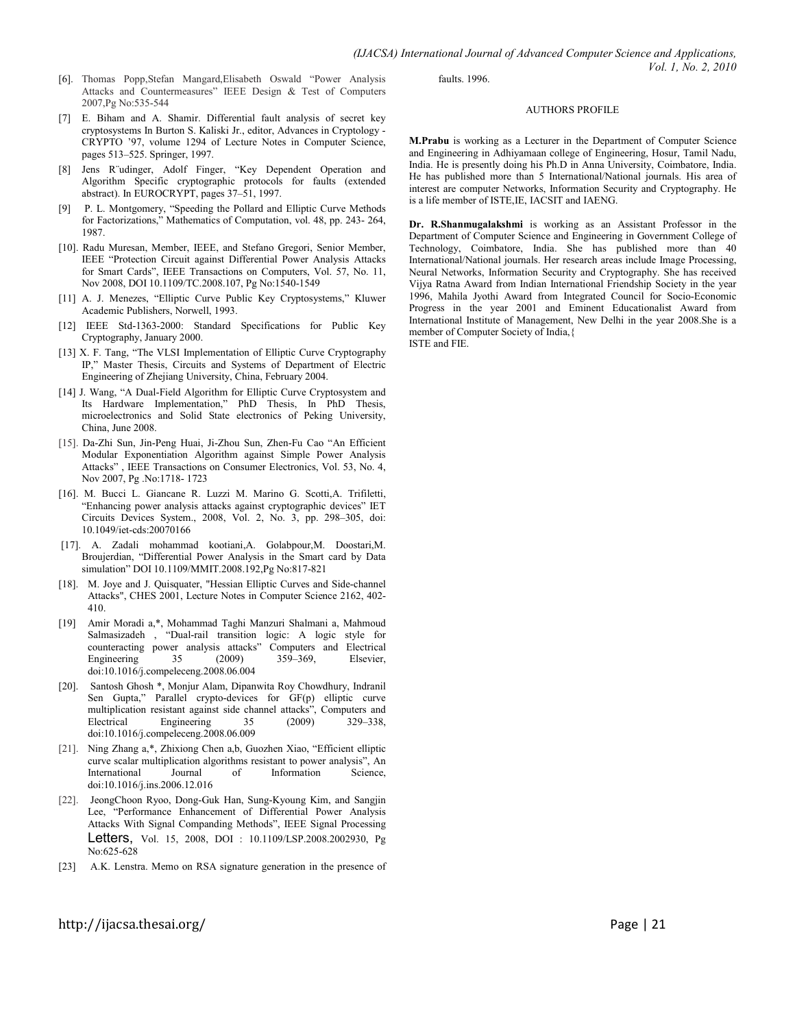[6]. Thomas Popp,Stefan Mangard,Elisabeth Oswald "Power Analysis Attacks and Countermeasures" IEEE Design & Test of Computers 2007,Pg No:535-544

[7] E. Biham and A. Shamir. Differential fault analysis of secret key cryptosystems In Burton S. Kaliski Jr., editor, Advances in Cryptology - CRYPTO '97, volume 1294 of Lecture Notes in Computer Science, pages 513–525. Springer, 1997.

[8] Jens R¨udinger, Adolf Finger, "Key Dependent Operation and Algorithm Specific cryptographic protocols for faults (extended abstract). In EUROCRYPT, pages 37–51, 1997.

[9] P. L. Montgomery, "Speeding the Pollard and Elliptic Curve Methods for Factorizations," Mathematics of Computation, vol. 48, pp. 243- 264, 1987.

[10]. Radu Muresan, Member, IEEE, and Stefano Gregori, Senior Member, IEEE "Protection Circuit against Differential Power Analysis Attacks for Smart Cards", IEEE Transactions on Computers, Vol. 57, No. 11, Nov 2008, DOI 10.1109/TC.2008.107, Pg No:1540-1549

[11] A. J. Menezes, "Elliptic Curve Public Key Cryptosystems," Kluwer Academic Publishers, Norwell, 1993.

[12] IEEE Std-1363-2000: Standard Specifications for Public Key Cryptography, January 2000.

[13] X. F. Tang, "The VLSI Implementation of Elliptic Curve Cryptography IP," Master Thesis, Circuits and Systems of Department of Electric Engineering of Zhejiang University, China, February 2004.

[14] J. Wang, "A Dual-Field Algorithm for Elliptic Curve Cryptosystem and Its Hardware Implementation," PhD Thesis, In PhD Thesis, microelectronics and Solid State electronics of Peking University, China, June 2008.

[15]. Da-Zhi Sun, Jin-Peng Huai, Ji-Zhou Sun, Zhen-Fu Cao "An Efficient Modular Exponentiation Algorithm against Simple Power Analysis Attacks" , IEEE Transactions on Consumer Electronics, Vol. 53, No. 4, Nov 2007, Pg .No:1718- 1723

[16]. M. Bucci L. Giancane R. Luzzi M. Marino G. Scotti,A. Trifiletti, "Enhancing power analysis attacks against cryptographic devices" IET Circuits Devices System., 2008, Vol. 2, No. 3, pp. 298–305, doi: 10.1049/iet-cds:20070166

[17]. A. Zadali mohammad kootiani,A. Golabpour,M. Doostari,M. Broujerdian, "Differential Power Analysis in the Smart card by Data simulation" DOI 10.1109/MMIT.2008.192,Pg No:817-821

[18]. M. Joye and J. Quisquater, "Hessian Elliptic Curves and Side-channel Attacks", CHES 2001, Lecture Notes in Computer Science 2162, 402-410.

[19] Amir Moradi a,*, Mohammad Taghi Manzuri Shalmani a, Mahmoud Salmasizadeh , "Dual-rail transition logic: A logic style for counteracting power analysis attacks" Computers and Electrical Engineering 35 (2009) 359–369, Elsevier, doi:10.1016/j.compeleceng.2008.06.004

[20]. Santosh Ghosh *, Monjur Alam, Dipanwita Roy Chowdhury, Indranil Sen Gupta," Parallel crypto-devices for GF(p) elliptic curve multiplication resistant against side channel attacks", Computers and Electrical Engineering 35 (2009) 329–338, doi:10.1016/j.compeleceng.2008.06.009

[21]. Ning Zhang a,*, Zhixiong Chen a,b, Guozhen Xiao, "Efficient elliptic curve scalar multiplication algorithms resistant to power analysis", An International Journal of Information Science, doi:10.1016/j.ins.2006.12.016

[22]. JeongChoon Ryoo, Dong-Guk Han, Sung-Kyoung Kim, and Sangjin Lee, "Performance Enhancement of Differential Power Analysis Attacks With Signal Companding Methods", IEEE Signal Processing Letters, Vol. 15, 2008, DOI : 10.1109/LSP.2008.2002930, Pg No:625-628

[23] A.K. Lenstra. Memo on RSA signature generation in the presence of faults. 1996.

## AUTHORS PROFILE

**M.Prabu** is working as a Lecturer in the Department of Computer Science and Engineering in Adhiyamaan college of Engineering, Hosur, Tamil Nadu, India. He is presently doing his Ph.D in Anna University, Coimbatore, India. He has published more than 5 International/National journals. His area of interest are computer Networks, Information Security and Cryptography. He is a life member of ISTE,IE, IACSIT and IAENG.

**Dr. R.Shanmugalakshmi** is working as an Assistant Professor in the Department of Computer Science and Engineering in Government College of Technology, Coimbatore, India. She has published more than 40 International/National journals. Her research areas include Image Processing, Neural Networks, Information Security and Cryptography. She has received Vijya Ratna Award from Indian International Friendship Society in the year 1996, Mahila Jyothi Award from Integrated Council for Socio-Economic Progress in the year 2001 and Eminent Educationalist Award from International Institute of Management, New Delhi in the year 2008.She is a member of Computer Society of India,{
ISTE and FIE.